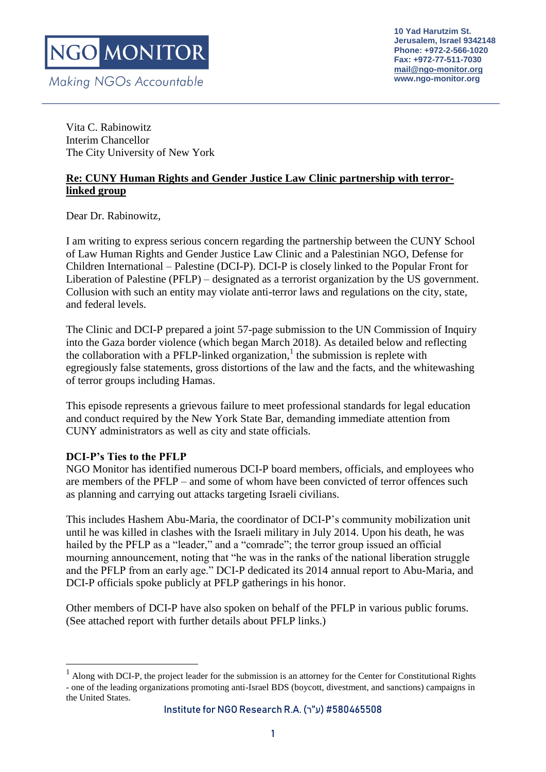NGO MONITOR

*Making NGOs Accountable*

**10 Yad Harutzim St.**
**Jerusalem, Israel 9342148**
**Phone: +972-2-566-1020**
**Fax: +972-77-511-7030**
**mail@ngo-monitor.org**
**www.ngo-monitor.org**

---

Vita C. Rabinowitz
Interim Chancellor
The City University of New York

**Re: CUNY Human Rights and Gender Justice Law Clinic partnership with terror-linked group**

Dear Dr. Rabinowitz,

I am writing to express serious concern regarding the partnership between the CUNY School of Law Human Rights and Gender Justice Law Clinic and a Palestinian NGO, Defense for Children International – Palestine (DCI-P). DCI-P is closely linked to the Popular Front for Liberation of Palestine (PFLP) – designated as a terrorist organization by the US government. Collusion with such an entity may violate anti-terror laws and regulations on the city, state, and federal levels.

The Clinic and DCI-P prepared a joint 57-page submission to the UN Commission of Inquiry into the Gaza border violence (which began March 2018). As detailed below and reflecting the collaboration with a PFLP-linked organization,[1] the submission is replete with egregiously false statements, gross distortions of the law and the facts, and the whitewashing of terror groups including Hamas.

This episode represents a grievous failure to meet professional standards for legal education and conduct required by the New York State Bar, demanding immediate attention from CUNY administrators as well as city and state officials.

**DCI-P's Ties to the PFLP**

NGO Monitor has identified numerous DCI-P board members, officials, and employees who are members of the PFLP – and some of whom have been convicted of terror offences such as planning and carrying out attacks targeting Israeli civilians.

This includes Hashem Abu-Maria, the coordinator of DCI-P's community mobilization unit until he was killed in clashes with the Israeli military in July 2014. Upon his death, he was hailed by the PFLP as a "leader," and a "comrade"; the terror group issued an official mourning announcement, noting that "he was in the ranks of the national liberation struggle and the PFLP from an early age." DCI-P dedicated its 2014 annual report to Abu-Maria, and DCI-P officials spoke publicly at PFLP gatherings in his honor.

Other members of DCI-P have also spoken on behalf of the PFLP in various public forums. (See attached report with further details about PFLP links.)

---

[1] Along with DCI-P, the project leader for the submission is an attorney for the Center for Constitutional Rights - one of the leading organizations promoting anti-Israel BDS (boycott, divestment, and sanctions) campaigns in the United States.

Institute for NGO Research R.A. (ע"ר) #580465508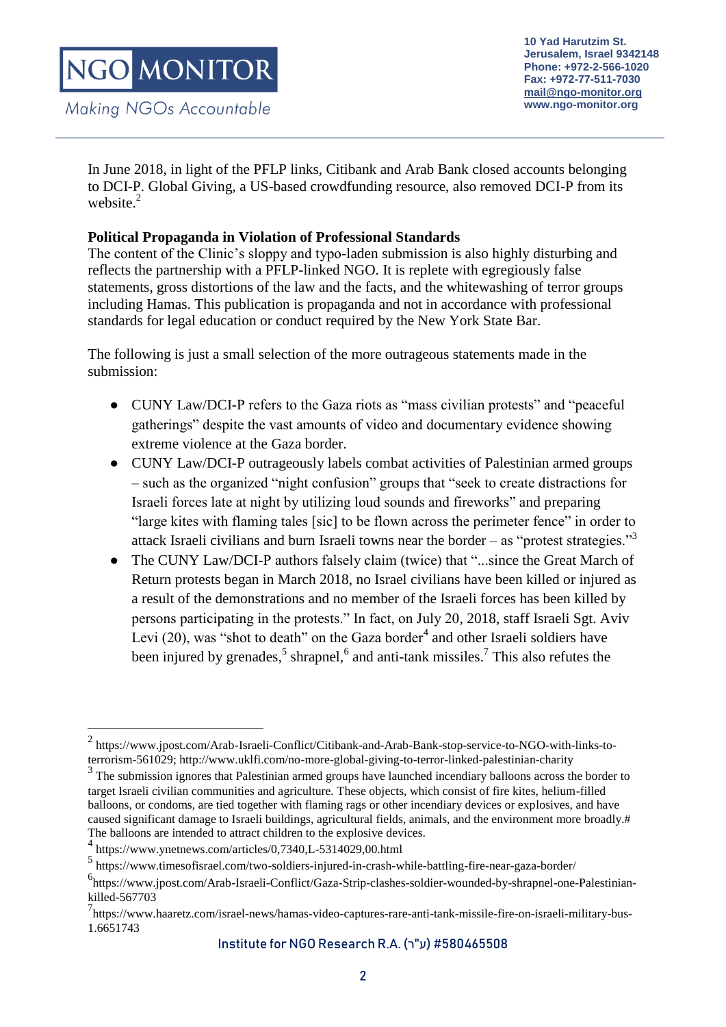In June 2018, in light of the PFLP links, Citibank and Arab Bank closed accounts belonging to DCI-P. Global Giving, a US-based crowdfunding resource, also removed DCI-P from its website.[2]

**Political Propaganda in Violation of Professional Standards**

The content of the Clinic's sloppy and typo-laden submission is also highly disturbing and reflects the partnership with a PFLP-linked NGO. It is replete with egregiously false statements, gross distortions of the law and the facts, and the whitewashing of terror groups including Hamas. This publication is propaganda and not in accordance with professional standards for legal education or conduct required by the New York State Bar.

The following is just a small selection of the more outrageous statements made in the submission:

- CUNY Law/DCI-P refers to the Gaza riots as "mass civilian protests" and "peaceful gatherings" despite the vast amounts of video and documentary evidence showing extreme violence at the Gaza border.
- CUNY Law/DCI-P outrageously labels combat activities of Palestinian armed groups – such as the organized "night confusion" groups that "seek to create distractions for Israeli forces late at night by utilizing loud sounds and fireworks" and preparing "large kites with flaming tales [sic] to be flown across the perimeter fence" in order to attack Israeli civilians and burn Israeli towns near the border – as "protest strategies."[3]
- The CUNY Law/DCI-P authors falsely claim (twice) that "...since the Great March of Return protests began in March 2018, no Israel civilians have been killed or injured as a result of the demonstrations and no member of the Israeli forces has been killed by persons participating in the protests." In fact, on July 20, 2018, staff Israeli Sgt. Aviv Levi (20), was "shot to death" on the Gaza border[4] and other Israeli soldiers have been injured by grenades,[5] shrapnel,[6] and anti-tank missiles.[7] This also refutes the

---

[2] https://www.jpost.com/Arab-Israeli-Conflict/Citibank-and-Arab-Bank-stop-service-to-NGO-with-links-to-terrorism-561029; http://www.uklfi.com/no-more-global-giving-to-terror-linked-palestinian-charity

[3] The submission ignores that Palestinian armed groups have launched incendiary balloons across the border to target Israeli civilian communities and agriculture. These objects, which consist of fire kites, helium-filled balloons, or condoms, are tied together with flaming rags or other incendiary devices or explosives, and have caused significant damage to Israeli buildings, agricultural fields, animals, and the environment more broadly.# The balloons are intended to attract children to the explosive devices.

[4] https://www.ynetnews.com/articles/0,7340,L-5314029,00.html

[5] https://www.timesofisrael.com/two-soldiers-injured-in-crash-while-battling-fire-near-gaza-border/

[6] https://www.jpost.com/Arab-Israeli-Conflict/Gaza-Strip-clashes-soldier-wounded-by-shrapnel-one-Palestinian-killed-567703

[7] https://www.haaretz.com/israel-news/hamas-video-captures-rare-anti-tank-missile-fire-on-israeli-military-bus-1.6651743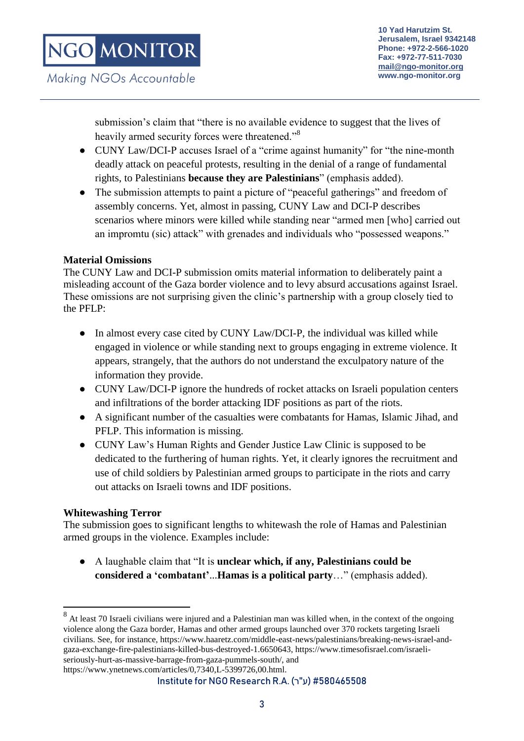submission's claim that "there is no available evidence to suggest that the lives of heavily armed security forces were threatened."[8]

- CUNY Law/DCI-P accuses Israel of a "crime against humanity" for "the nine-month deadly attack on peaceful protests, resulting in the denial of a range of fundamental rights, to Palestinians **because they are Palestinians**" (emphasis added).
- The submission attempts to paint a picture of "peaceful gatherings" and freedom of assembly concerns. Yet, almost in passing, CUNY Law and DCI-P describes scenarios where minors were killed while standing near "armed men [who] carried out an impromtu (sic) attack" with grenades and individuals who "possessed weapons."

**Material Omissions**

The CUNY Law and DCI-P submission omits material information to deliberately paint a misleading account of the Gaza border violence and to levy absurd accusations against Israel. These omissions are not surprising given the clinic's partnership with a group closely tied to the PFLP:

- In almost every case cited by CUNY Law/DCI-P, the individual was killed while engaged in violence or while standing next to groups engaging in extreme violence. It appears, strangely, that the authors do not understand the exculpatory nature of the information they provide.
- CUNY Law/DCI-P ignore the hundreds of rocket attacks on Israeli population centers and infiltrations of the border attacking IDF positions as part of the riots.
- A significant number of the casualties were combatants for Hamas, Islamic Jihad, and PFLP. This information is missing.
- CUNY Law's Human Rights and Gender Justice Law Clinic is supposed to be dedicated to the furthering of human rights. Yet, it clearly ignores the recruitment and use of child soldiers by Palestinian armed groups to participate in the riots and carry out attacks on Israeli towns and IDF positions.

**Whitewashing Terror**

The submission goes to significant lengths to whitewash the role of Hamas and Palestinian armed groups in the violence. Examples include:

- A laughable claim that "It is **unclear which, if any, Palestinians could be considered a 'combatant'**...**Hamas is a political party**..." (emphasis added).

[8] At least 70 Israeli civilians were injured and a Palestinian man was killed when, in the context of the ongoing violence along the Gaza border, Hamas and other armed groups launched over 370 rockets targeting Israeli civilians. See, for instance, https://www.haaretz.com/middle-east-news/palestinians/breaking-news-israel-and-gaza-exchange-fire-palestinians-killed-bus-destroyed-1.6650643, https://www.timesofisrael.com/israeli-seriously-hurt-as-massive-barrage-from-gaza-pummels-south/, and https://www.ynetnews.com/articles/0,7340,L-5399726,00.html.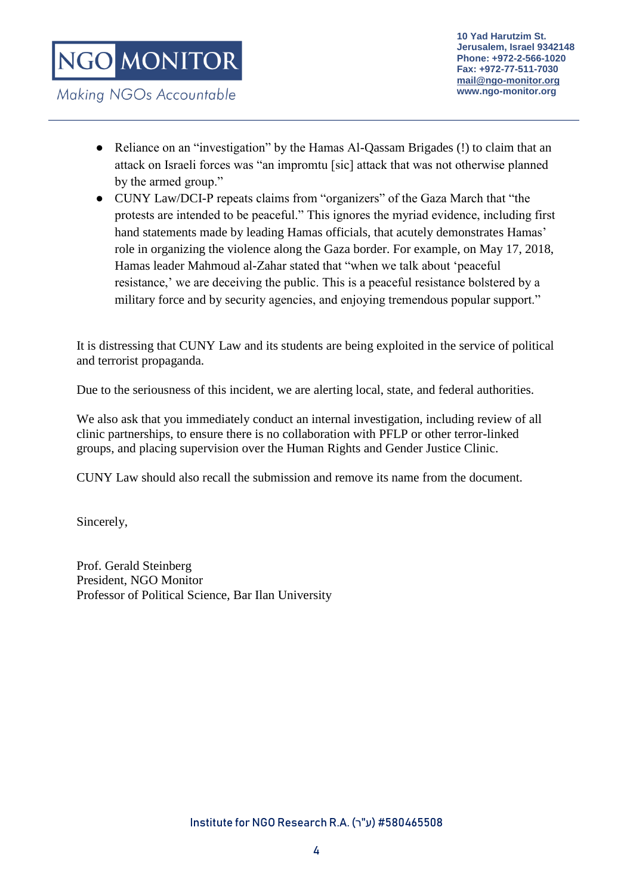- Reliance on an "investigation" by the Hamas Al-Qassam Brigades (!) to claim that an attack on Israeli forces was "an impromtu [sic] attack that was not otherwise planned by the armed group."
- CUNY Law/DCI-P repeats claims from "organizers" of the Gaza March that "the protests are intended to be peaceful." This ignores the myriad evidence, including first hand statements made by leading Hamas officials, that acutely demonstrates Hamas' role in organizing the violence along the Gaza border. For example, on May 17, 2018, Hamas leader Mahmoud al-Zahar stated that "when we talk about 'peaceful resistance,' we are deceiving the public. This is a peaceful resistance bolstered by a military force and by security agencies, and enjoying tremendous popular support."

It is distressing that CUNY Law and its students are being exploited in the service of political and terrorist propaganda.

Due to the seriousness of this incident, we are alerting local, state, and federal authorities.

We also ask that you immediately conduct an internal investigation, including review of all clinic partnerships, to ensure there is no collaboration with PFLP or other terror-linked groups, and placing supervision over the Human Rights and Gender Justice Clinic.

CUNY Law should also recall the submission and remove its name from the document.

Sincerely,

Prof. Gerald Steinberg
President, NGO Monitor
Professor of Political Science, Bar Ilan University